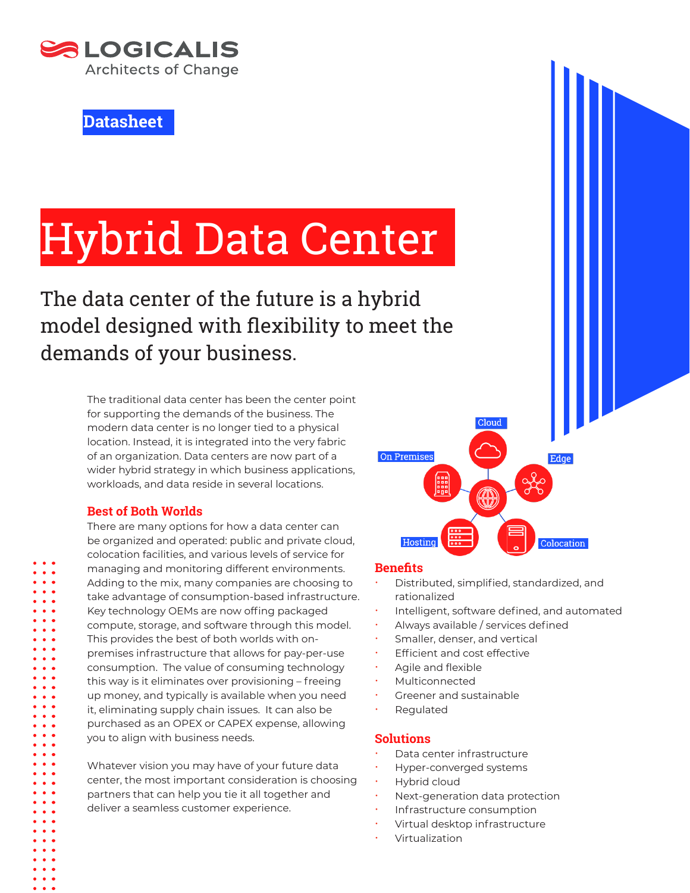LOGICALIS
Architects of Change

Datasheet

# Hybrid Data Center

## The data center of the future is a hybrid model designed with flexibility to meet the demands of your business.

The traditional data center has been the center point for supporting the demands of the business. The modern data center is no longer tied to a physical location. Instead, it is integrated into the very fabric of an organization. Data centers are now part of a wider hybrid strategy in which business applications, workloads, and data reside in several locations.

### Best of Both Worlds

There are many options for how a data center can be organized and operated: public and private cloud, colocation facilities, and various levels of service for managing and monitoring different environments. Adding to the mix, many companies are choosing to take advantage of consumption-based infrastructure. Key technology OEMs are now offing packaged compute, storage, and software through this model. This provides the best of both worlds with on-premises infrastructure that allows for pay-per-use consumption. The value of consuming technology this way is it eliminates over provisioning – freeing up money, and typically is available when you need it, eliminating supply chain issues. It can also be purchased as an OPEX or CAPEX expense, allowing you to align with business needs.

Whatever vision you may have of your future data center, the most important consideration is choosing partners that can help you tie it all together and deliver a seamless customer experience.

Cloud · On Premises · Edge · Hosting · Colocation

### Benefits

- Distributed, simplified, standardized, and rationalized
- Intelligent, software defined, and automated
- Always available / services defined
- Smaller, denser, and vertical
- Efficient and cost effective
- Agile and flexible
- Multiconnected
- Greener and sustainable
- Regulated

### Solutions

- Data center infrastructure
- Hyper-converged systems
- Hybrid cloud
- Next-generation data protection
- Infrastructure consumption
- Virtual desktop infrastructure
- Virtualization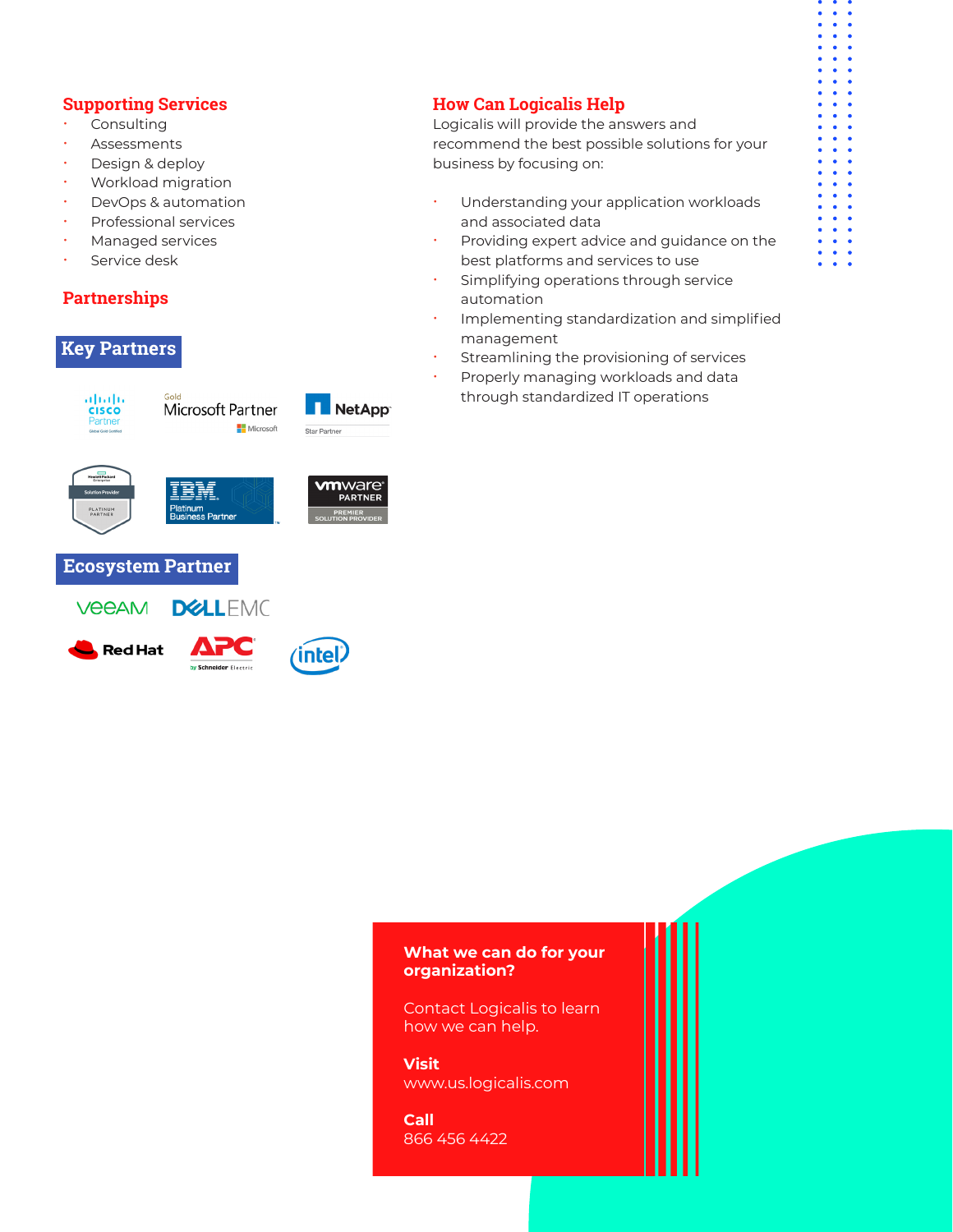## Supporting Services

- Consulting
- Assessments
- Design & deploy
- Workload migration
- DevOps & automation
- Professional services
- Managed services
- Service desk

## Partnerships

### Key Partners

Cisco Partner

Gold Microsoft Partner

NetApp Star Partner

Hewlett Packard Enterprise Solution Provider Platinum Partner

IBM Platinum Business Partner

vmware Partner Premier Solution Provider

### Ecosystem Partner

Veeam

Dell EMC

Red Hat

APC by Schneider Electric

intel

## How Can Logicalis Help

Logicalis will provide the answers and recommend the best possible solutions for your business by focusing on:

- Understanding your application workloads and associated data
- Providing expert advice and guidance on the best platforms and services to use
- Simplifying operations through service automation
- Implementing standardization and simplified management
- Streamlining the provisioning of services
- Properly managing workloads and data through standardized IT operations

**What we can do for your organization?**

Contact Logicalis to learn how we can help.

**Visit**
www.us.logicalis.com

**Call**
866 456 4422